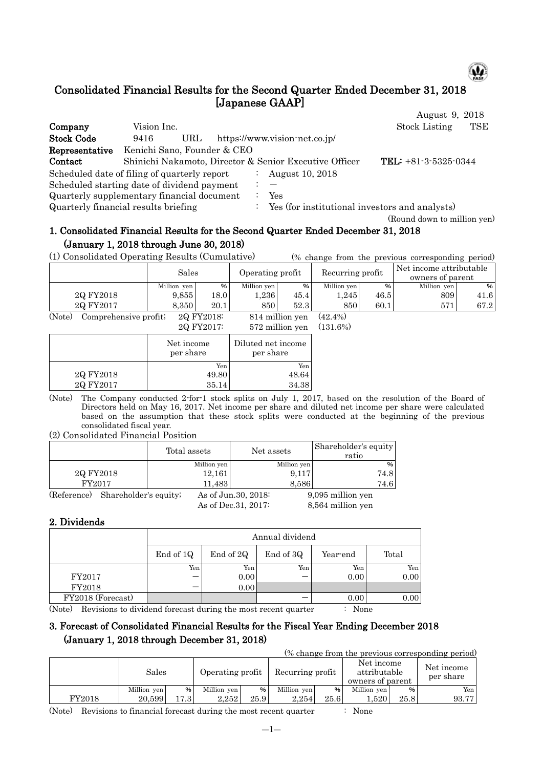# Consolidated Financial Results for the Second Quarter Ended December 31, 2018 [Japanese GAAP]

August 9, 2018

| | | |
|---|---|---|
| **Company** | Vision Inc. | Stock Listing TSE |
| **Stock Code** | 9416 URL https://www.vision-net.co.jp/ | |
| **Representative** | Kenichi Sano, Founder & CEO | |
| **Contact** | Shinichi Nakamoto, Director & Senior Executive Officer | **TEL:** +81-3-5325-0344 |

Scheduled date of filing of quarterly report : August 10, 2018

Scheduled starting date of dividend payment : —

Quarterly supplementary financial document : Yes

Quarterly financial results briefing : Yes (for institutional investors and analysts)

(Round down to million yen)

## 1. Consolidated Financial Results for the Second Quarter Ended December 31, 2018 (January 1, 2018 through June 30, 2018)

(1) Consolidated Operating Results (Cumulative) (% change from the previous corresponding period)

| | Sales | | Operating profit | | Recurring profit | | Net income attributable owners of parent | |
|---|---|---|---|---|---|---|---|---|
| | Million yen | % | Million yen | % | Million yen | % | Million yen | % |
| 2Q FY2018 | 9,855 | 18.0 | 1,236 | 45.4 | 1,245 | 46.5 | 809 | 41.6 |
| 2Q FY2017 | 8,350 | 20.1 | 850 | 52.3 | 850 | 60.1 | 571 | 67.2 |

(Note) Comprehensive profit; 2Q FY2018: 814 million yen (42.4%)
2Q FY2017: 572 million yen (131.6%)

| | Net income per share | Diluted net income per share |
|---|---|---|
| | Yen | Yen |
| 2Q FY2018 | 49.80 | 48.64 |
| 2Q FY2017 | 35.14 | 34.38 |

(Note) The Company conducted 2-for-1 stock splits on July 1, 2017, based on the resolution of the Board of Directors held on May 16, 2017. Net income per share and diluted net income per share were calculated based on the assumption that these stock splits were conducted at the beginning of the previous consolidated fiscal year.

(2) Consolidated Financial Position

| | Total assets | Net assets | Shareholder's equity ratio |
|---|---|---|---|
| | Million yen | Million yen | % |
| 2Q FY2018 | 12,161 | 9,117 | 74.8 |
| FY2017 | 11,483 | 8,586 | 74.6 |

(Reference) Shareholder's equity; As of Jun.30, 2018: 9,095 million yen
As of Dec.31, 2017: 8,564 million yen

## 2. Dividends

| | Annual dividend | | | | |
|---|---|---|---|---|---|
| | End of 1Q | End of 2Q | End of 3Q | Year-end | Total |
| | Yen | Yen | Yen | Yen | Yen |
| FY2017 | — | 0.00 | — | 0.00 | 0.00 |
| FY2018 | — | 0.00 | | | |
| FY2018 (Forecast) | | | — | 0.00 | 0.00 |

(Note) Revisions to dividend forecast during the most recent quarter : None

## 3. Forecast of Consolidated Financial Results for the Fiscal Year Ending December 2018 (January 1, 2018 through December 31, 2018)

(% change from the previous corresponding period)

| | Sales | | Operating profit | | Recurring profit | | Net income attributable owners of parent | | Net income per share |
|---|---|---|---|---|---|---|---|---|---|
| | Million yen | % | Million yen | % | Million yen | % | Million yen | % | Yen |
| FY2018 | 20,599 | 17.3 | 2,252 | 25.9 | 2,254 | 25.6 | 1,520 | 25.8 | 93.77 |

(Note) Revisions to financial forecast during the most recent quarter : None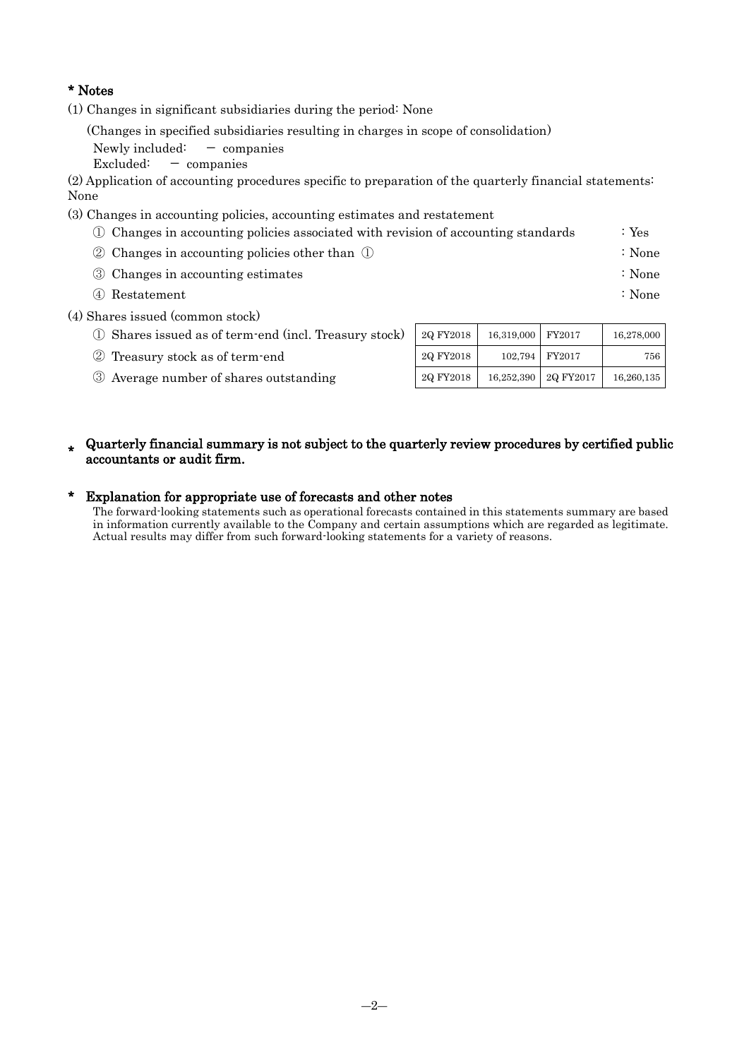## * Notes

(1) Changes in significant subsidiaries during the period: None

(Changes in specified subsidiaries resulting in charges in scope of consolidation)

Newly included: － companies

Excluded: － companies

(2) Application of accounting procedures specific to preparation of the quarterly financial statements: None

(3) Changes in accounting policies, accounting estimates and restatement

| | |
|---|---|
| ① Changes in accounting policies associated with revision of accounting standards | : Yes |
| ② Changes in accounting policies other than ① | : None |
| ③ Changes in accounting estimates | : None |
| ④ Restatement | : None |

(4) Shares issued (common stock)

| | | | | |
|---|---|---|---|---|
| ① Shares issued as of term-end (incl. Treasury stock) | 2Q FY2018 | 16,319,000 | FY2017 | 16,278,000 |
| ② Treasury stock as of term-end | 2Q FY2018 | 102,794 | FY2017 | 756 |
| ③ Average number of shares outstanding | 2Q FY2018 | 16,252,390 | 2Q FY2017 | 16,260,135 |

**\* Quarterly financial summary is not subject to the quarterly review procedures by certified public accountants or audit firm.**

**\* Explanation for appropriate use of forecasts and other notes**

The forward-looking statements such as operational forecasts contained in this statements summary are based in information currently available to the Company and certain assumptions which are regarded as legitimate. Actual results may differ from such forward-looking statements for a variety of reasons.